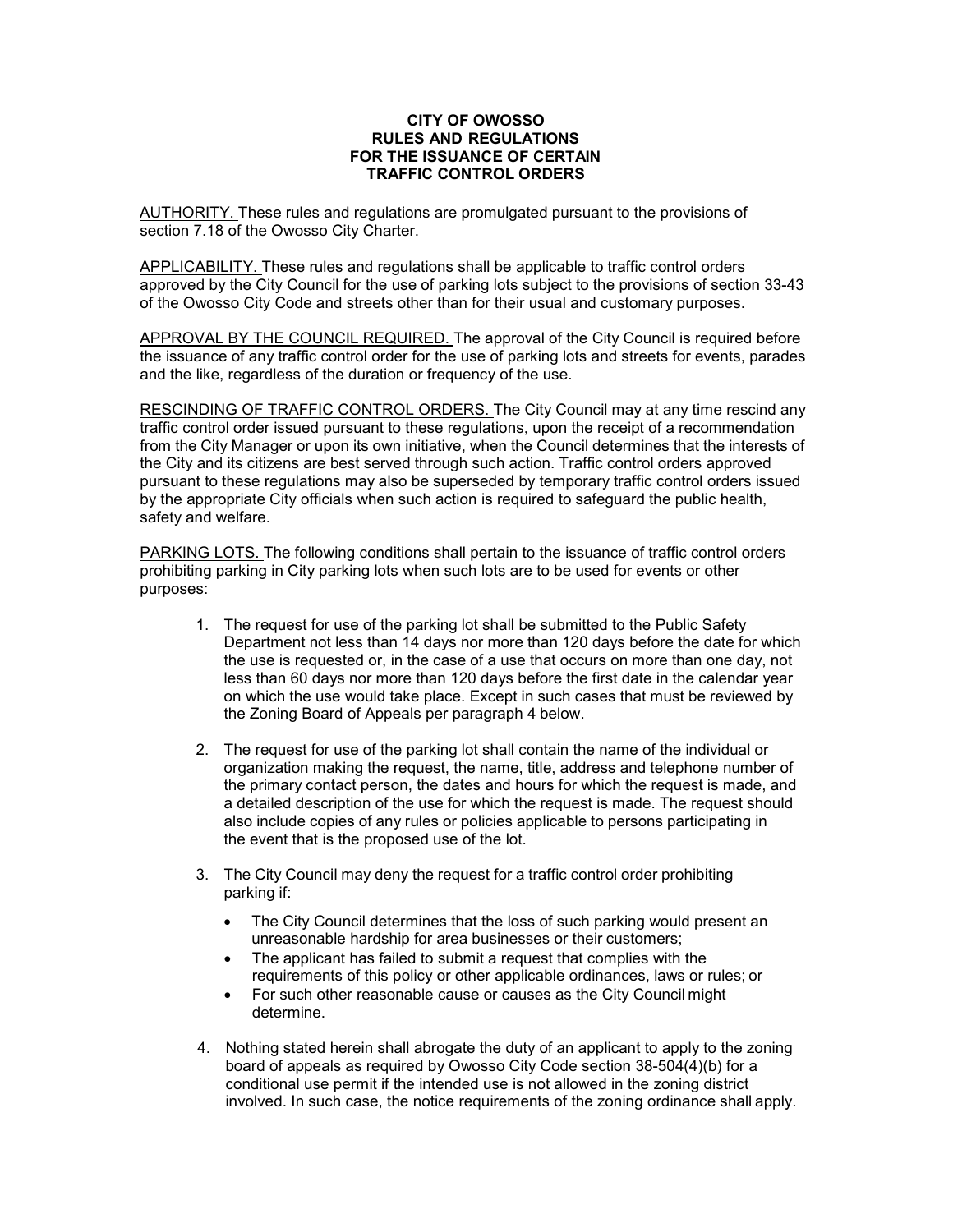# CITY OF OWOSSO RULES AND REGULATIONS FOR THE ISSUANCE OF CERTAIN TRAFFIC CONTROL ORDERS

AUTHORITY. These rules and regulations are promulgated pursuant to the provisions of section 7.18 of the Owosso City Charter.

APPLICABILITY. These rules and regulations shall be applicable to traffic control orders approved by the City Council for the use of parking lots subject to the provisions of section 33-43 of the Owosso City Code and streets other than for their usual and customary purposes.

APPROVAL BY THE COUNCIL REQUIRED. The approval of the City Council is required before the issuance of any traffic control order for the use of parking lots and streets for events, parades and the like, regardless of the duration or frequency of the use.

RESCINDING OF TRAFFIC CONTROL ORDERS. The City Council may at any time rescind any traffic control order issued pursuant to these regulations, upon the receipt of a recommendation from the City Manager or upon its own initiative, when the Council determines that the interests of the City and its citizens are best served through such action. Traffic control orders approved pursuant to these regulations may also be superseded by temporary traffic control orders issued by the appropriate City officials when such action is required to safeguard the public health, safety and welfare.

PARKING LOTS. The following conditions shall pertain to the issuance of traffic control orders prohibiting parking in City parking lots when such lots are to be used for events or other purposes:

1. The request for use of the parking lot shall be submitted to the Public Safety Department not less than 14 days nor more than 120 days before the date for which the use is requested or, in the case of a use that occurs on more than one day, not less than 60 days nor more than 120 days before the first date in the calendar year on which the use would take place. Except in such cases that must be reviewed by the Zoning Board of Appeals per paragraph 4 below.

2. The request for use of the parking lot shall contain the name of the individual or organization making the request, the name, title, address and telephone number of the primary contact person, the dates and hours for which the request is made, and a detailed description of the use for which the request is made. The request should also include copies of any rules or policies applicable to persons participating in the event that is the proposed use of the lot.

3. The City Council may deny the request for a traffic control order prohibiting parking if:

   - The City Council determines that the loss of such parking would present an unreasonable hardship for area businesses or their customers;
   - The applicant has failed to submit a request that complies with the requirements of this policy or other applicable ordinances, laws or rules; or
   - For such other reasonable cause or causes as the City Council might determine.

4. Nothing stated herein shall abrogate the duty of an applicant to apply to the zoning board of appeals as required by Owosso City Code section 38-504(4)(b) for a conditional use permit if the intended use is not allowed in the zoning district involved. In such case, the notice requirements of the zoning ordinance shall apply.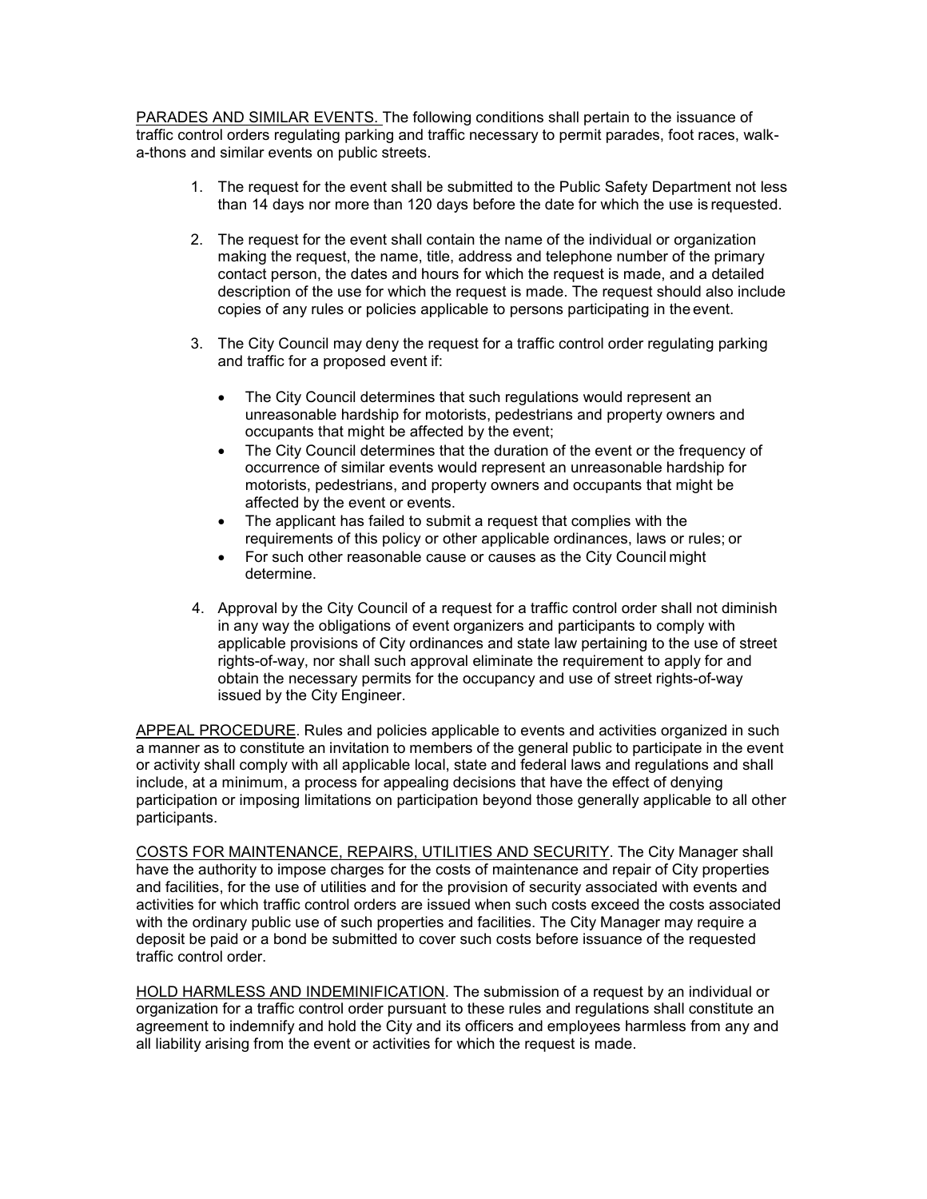<u>PARADES AND SIMILAR EVENTS.</u> The following conditions shall pertain to the issuance of traffic control orders regulating parking and traffic necessary to permit parades, foot races, walk-a-thons and similar events on public streets.

1. The request for the event shall be submitted to the Public Safety Department not less than 14 days nor more than 120 days before the date for which the use is requested.

2. The request for the event shall contain the name of the individual or organization making the request, the name, title, address and telephone number of the primary contact person, the dates and hours for which the request is made, and a detailed description of the use for which the request is made. The request should also include copies of any rules or policies applicable to persons participating in the event.

3. The City Council may deny the request for a traffic control order regulating parking and traffic for a proposed event if:

   - The City Council determines that such regulations would represent an unreasonable hardship for motorists, pedestrians and property owners and occupants that might be affected by the event;
   - The City Council determines that the duration of the event or the frequency of occurrence of similar events would represent an unreasonable hardship for motorists, pedestrians, and property owners and occupants that might be affected by the event or events.
   - The applicant has failed to submit a request that complies with the requirements of this policy or other applicable ordinances, laws or rules; or
   - For such other reasonable cause or causes as the City Council might determine.

4. Approval by the City Council of a request for a traffic control order shall not diminish in any way the obligations of event organizers and participants to comply with applicable provisions of City ordinances and state law pertaining to the use of street rights-of-way, nor shall such approval eliminate the requirement to apply for and obtain the necessary permits for the occupancy and use of street rights-of-way issued by the City Engineer.

<u>APPEAL PROCEDURE</u>. Rules and policies applicable to events and activities organized in such a manner as to constitute an invitation to members of the general public to participate in the event or activity shall comply with all applicable local, state and federal laws and regulations and shall include, at a minimum, a process for appealing decisions that have the effect of denying participation or imposing limitations on participation beyond those generally applicable to all other participants.

<u>COSTS FOR MAINTENANCE, REPAIRS, UTILITIES AND SECURITY</u>. The City Manager shall have the authority to impose charges for the costs of maintenance and repair of City properties and facilities, for the use of utilities and for the provision of security associated with events and activities for which traffic control orders are issued when such costs exceed the costs associated with the ordinary public use of such properties and facilities. The City Manager may require a deposit be paid or a bond be submitted to cover such costs before issuance of the requested traffic control order.

<u>HOLD HARMLESS AND INDEMINIFICATION</u>. The submission of a request by an individual or organization for a traffic control order pursuant to these rules and regulations shall constitute an agreement to indemnify and hold the City and its officers and employees harmless from any and all liability arising from the event or activities for which the request is made.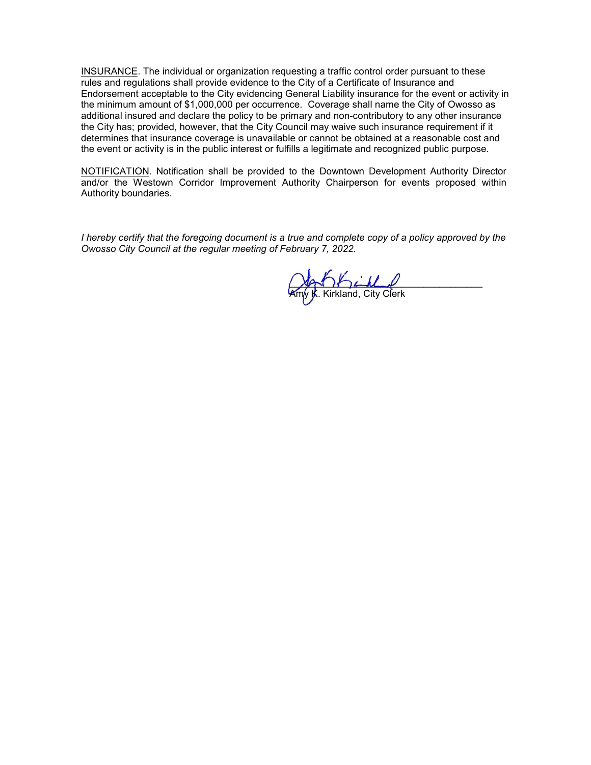<u>INSURANCE</u>. The individual or organization requesting a traffic control order pursuant to these rules and regulations shall provide evidence to the City of a Certificate of Insurance and Endorsement acceptable to the City evidencing General Liability insurance for the event or activity in the minimum amount of $1,000,000 per occurrence. Coverage shall name the City of Owosso as additional insured and declare the policy to be primary and non-contributory to any other insurance the City has; provided, however, that the City Council may waive such insurance requirement if it determines that insurance coverage is unavailable or cannot be obtained at a reasonable cost and the event or activity is in the public interest or fulfills a legitimate and recognized public purpose.

<u>NOTIFICATION</u>. Notification shall be provided to the Downtown Development Authority Director and/or the Westown Corridor Improvement Authority Chairperson for events proposed within Authority boundaries.

*I hereby certify that the foregoing document is a true and complete copy of a policy approved by the Owosso City Council at the regular meeting of February 7, 2022.*

Amy K. Kirkland, City Clerk